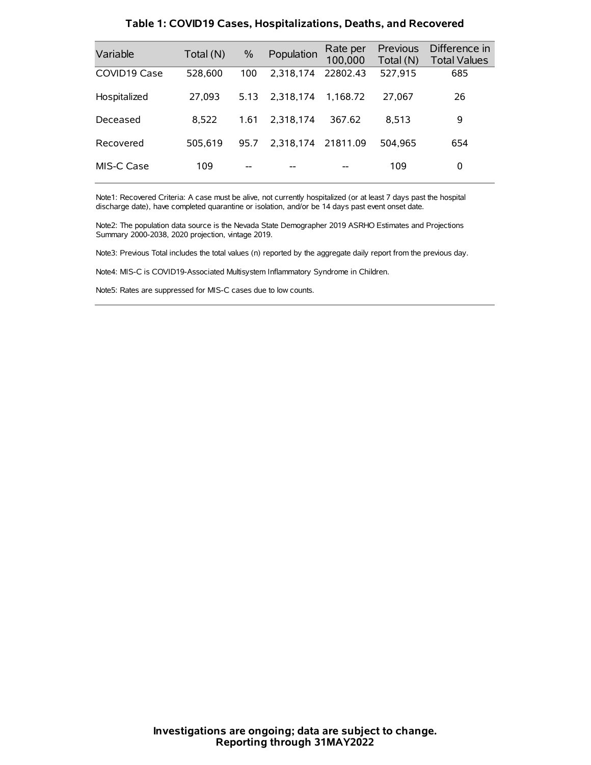# Table 1: COVID19 Cases, Hospitalizations, Deaths, and Recovered

| Variable | Total (N) | % | Population | Rate per 100,000 | Previous Total (N) | Difference in Total Values |
|---|---|---|---|---|---|---|
| COVID19 Case | 528,600 | 100 | 2,318,174 | 22802.43 | 527,915 | 685 |
| Hospitalized | 27,093 | 5.13 | 2,318,174 | 1,168.72 | 27,067 | 26 |
| Deceased | 8,522 | 1.61 | 2,318,174 | 367.62 | 8,513 | 9 |
| Recovered | 505,619 | 95.7 | 2,318,174 | 21811.09 | 504,965 | 654 |
| MIS-C Case | 109 | -- | -- | -- | 109 | 0 |

Note1: Recovered Criteria: A case must be alive, not currently hospitalized (or at least 7 days past the hospital discharge date), have completed quarantine or isolation, and/or be 14 days past event onset date.

Note2: The population data source is the Nevada State Demographer 2019 ASRHO Estimates and Projections Summary 2000-2038, 2020 projection, vintage 2019.

Note3: Previous Total includes the total values (n) reported by the aggregate daily report from the previous day.

Note4: MIS-C is COVID19-Associated Multisystem Inflammatory Syndrome in Children.

Note5: Rates are suppressed for MIS-C cases due to low counts.

**Investigations are ongoing; data are subject to change.**
**Reporting through 31MAY2022**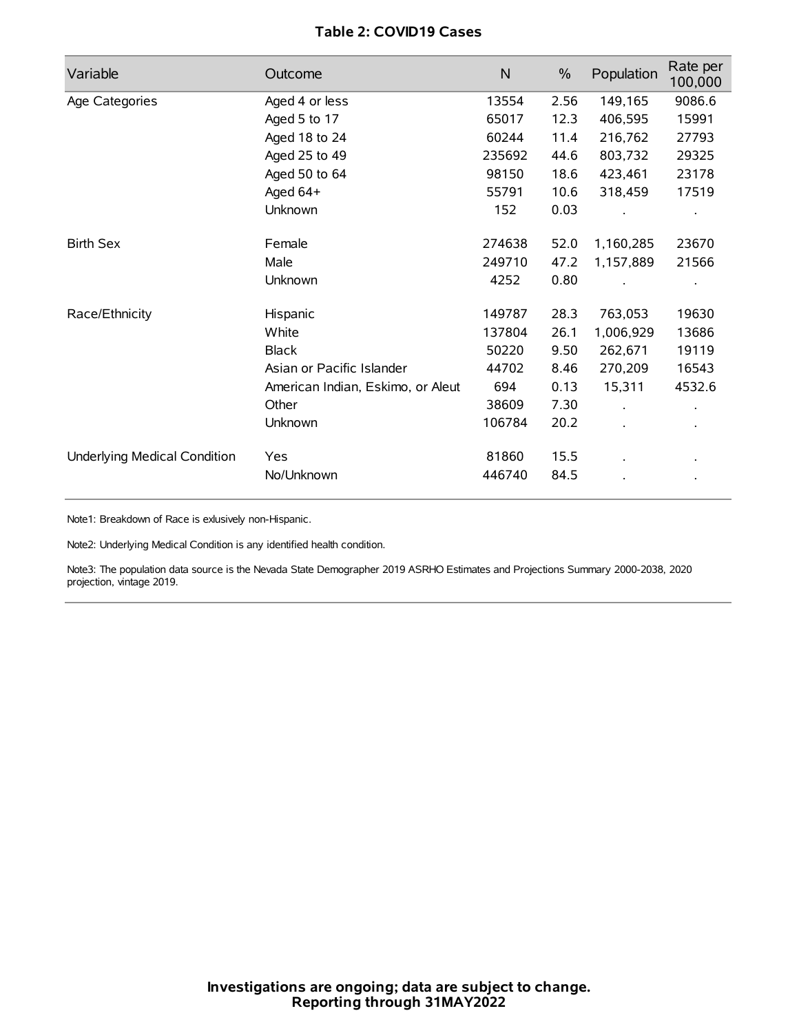**Table 2: COVID19 Cases**

| Variable | Outcome | N | % | Population | Rate per 100,000 |
|---|---|---|---|---|---|
| Age Categories | Aged 4 or less | 13554 | 2.56 | 149,165 | 9086.6 |
| | Aged 5 to 17 | 65017 | 12.3 | 406,595 | 15991 |
| | Aged 18 to 24 | 60244 | 11.4 | 216,762 | 27793 |
| | Aged 25 to 49 | 235692 | 44.6 | 803,732 | 29325 |
| | Aged 50 to 64 | 98150 | 18.6 | 423,461 | 23178 |
| | Aged 64+ | 55791 | 10.6 | 318,459 | 17519 |
| | Unknown | 152 | 0.03 | . | . |
| Birth Sex | Female | 274638 | 52.0 | 1,160,285 | 23670 |
| | Male | 249710 | 47.2 | 1,157,889 | 21566 |
| | Unknown | 4252 | 0.80 | . | . |
| Race/Ethnicity | Hispanic | 149787 | 28.3 | 763,053 | 19630 |
| | White | 137804 | 26.1 | 1,006,929 | 13686 |
| | Black | 50220 | 9.50 | 262,671 | 19119 |
| | Asian or Pacific Islander | 44702 | 8.46 | 270,209 | 16543 |
| | American Indian, Eskimo, or Aleut | 694 | 0.13 | 15,311 | 4532.6 |
| | Other | 38609 | 7.30 | . | . |
| | Unknown | 106784 | 20.2 | . | . |
| Underlying Medical Condition | Yes | 81860 | 15.5 | . | . |
| | No/Unknown | 446740 | 84.5 | . | . |

Note1: Breakdown of Race is exlusively non-Hispanic.

Note2: Underlying Medical Condition is any identified health condition.

Note3: The population data source is the Nevada State Demographer 2019 ASRHO Estimates and Projections Summary 2000-2038, 2020 projection, vintage 2019.

**Investigations are ongoing; data are subject to change.**
**Reporting through 31MAY2022**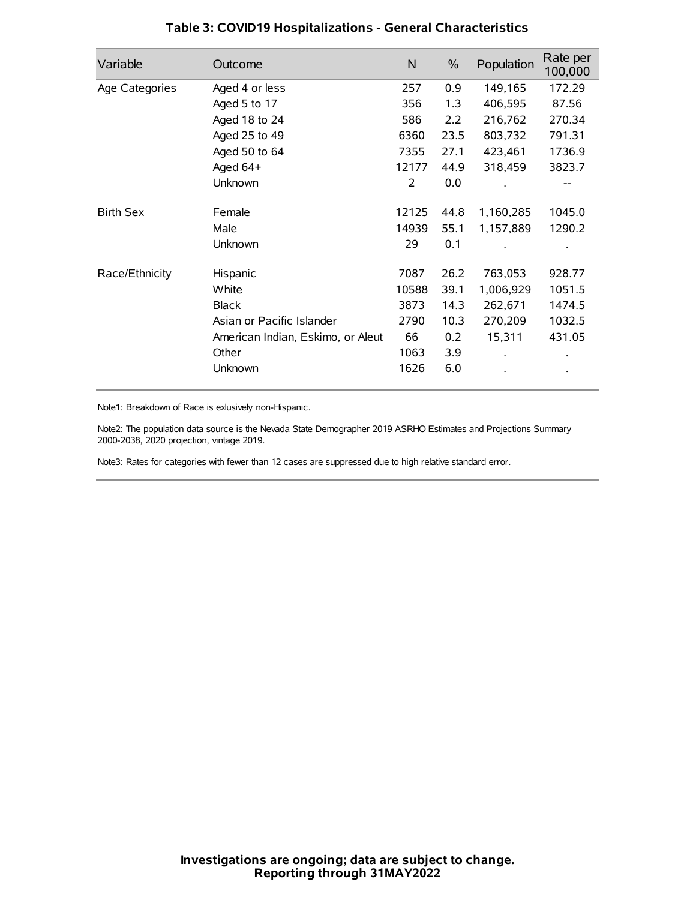## Table 3: COVID19 Hospitalizations - General Characteristics

| Variable | Outcome | N | % | Population | Rate per 100,000 |
|---|---|---|---|---|---|
| Age Categories | Aged 4 or less | 257 | 0.9 | 149,165 | 172.29 |
| | Aged 5 to 17 | 356 | 1.3 | 406,595 | 87.56 |
| | Aged 18 to 24 | 586 | 2.2 | 216,762 | 270.34 |
| | Aged 25 to 49 | 6360 | 23.5 | 803,732 | 791.31 |
| | Aged 50 to 64 | 7355 | 27.1 | 423,461 | 1736.9 |
| | Aged 64+ | 12177 | 44.9 | 318,459 | 3823.7 |
| | Unknown | 2 | 0.0 | . | -- |
| Birth Sex | Female | 12125 | 44.8 | 1,160,285 | 1045.0 |
| | Male | 14939 | 55.1 | 1,157,889 | 1290.2 |
| | Unknown | 29 | 0.1 | . | . |
| Race/Ethnicity | Hispanic | 7087 | 26.2 | 763,053 | 928.77 |
| | White | 10588 | 39.1 | 1,006,929 | 1051.5 |
| | Black | 3873 | 14.3 | 262,671 | 1474.5 |
| | Asian or Pacific Islander | 2790 | 10.3 | 270,209 | 1032.5 |
| | American Indian, Eskimo, or Aleut | 66 | 0.2 | 15,311 | 431.05 |
| | Other | 1063 | 3.9 | . | . |
| | Unknown | 1626 | 6.0 | . | . |

Note1: Breakdown of Race is exlusively non-Hispanic.

Note2: The population data source is the Nevada State Demographer 2019 ASRHO Estimates and Projections Summary 2000-2038, 2020 projection, vintage 2019.

Note3: Rates for categories with fewer than 12 cases are suppressed due to high relative standard error.

**Investigations are ongoing; data are subject to change.**
**Reporting through 31MAY2022**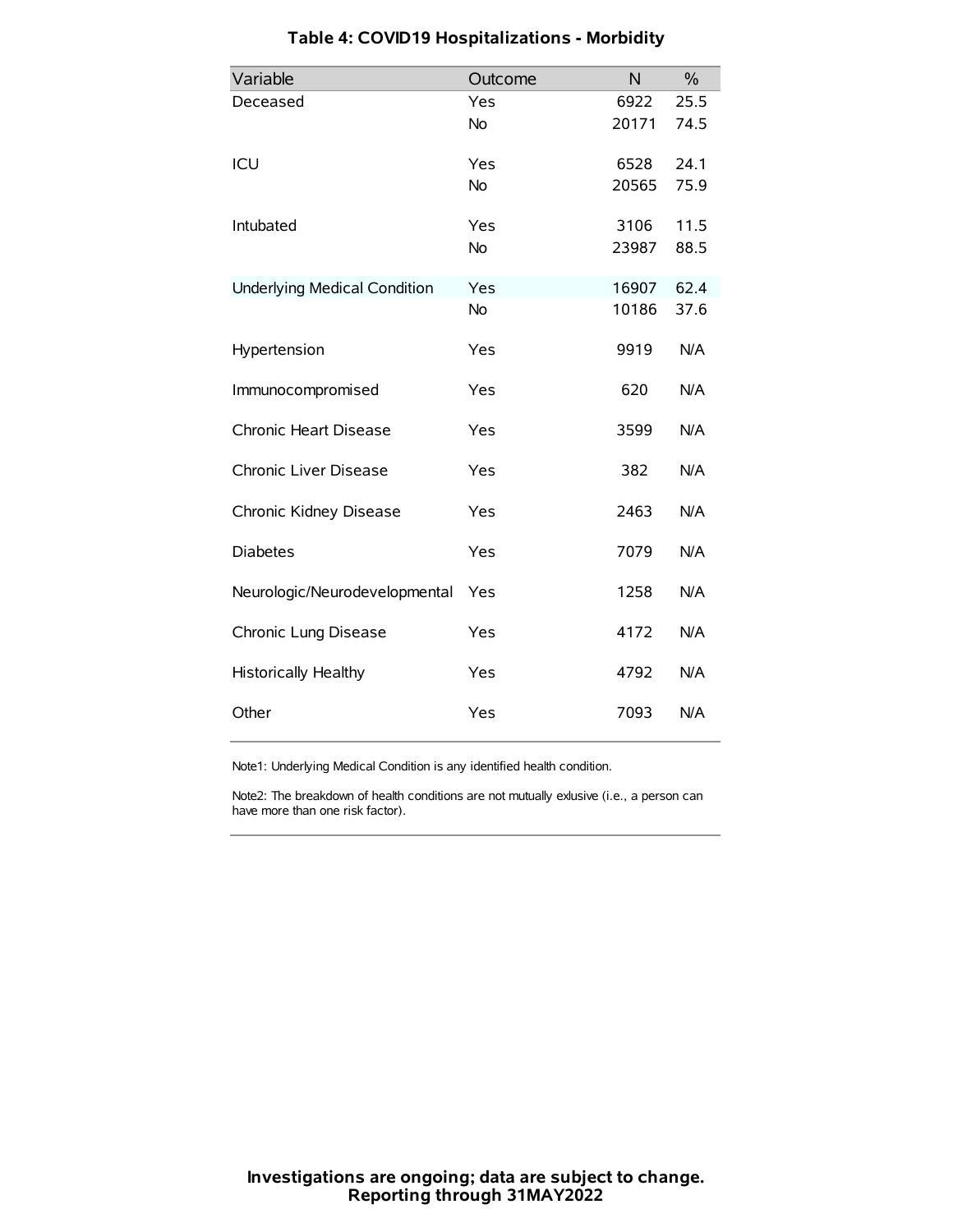# Table 4: COVID19 Hospitalizations - Morbidity

| Variable | Outcome | N | % |
|---|---|---|---|
| Deceased | Yes | 6922 | 25.5 |
| | No | 20171 | 74.5 |
| ICU | Yes | 6528 | 24.1 |
| | No | 20565 | 75.9 |
| Intubated | Yes | 3106 | 11.5 |
| | No | 23987 | 88.5 |
| Underlying Medical Condition | Yes | 16907 | 62.4 |
| | No | 10186 | 37.6 |
| Hypertension | Yes | 9919 | N/A |
| Immunocompromised | Yes | 620 | N/A |
| Chronic Heart Disease | Yes | 3599 | N/A |
| Chronic Liver Disease | Yes | 382 | N/A |
| Chronic Kidney Disease | Yes | 2463 | N/A |
| Diabetes | Yes | 7079 | N/A |
| Neurologic/Neurodevelopmental | Yes | 1258 | N/A |
| Chronic Lung Disease | Yes | 4172 | N/A |
| Historically Healthy | Yes | 4792 | N/A |
| Other | Yes | 7093 | N/A |

Note1: Underlying Medical Condition is any identified health condition.

Note2: The breakdown of health conditions are not mutually exlusive (i.e., a person can have more than one risk factor).

**Investigations are ongoing; data are subject to change.**
**Reporting through 31MAY2022**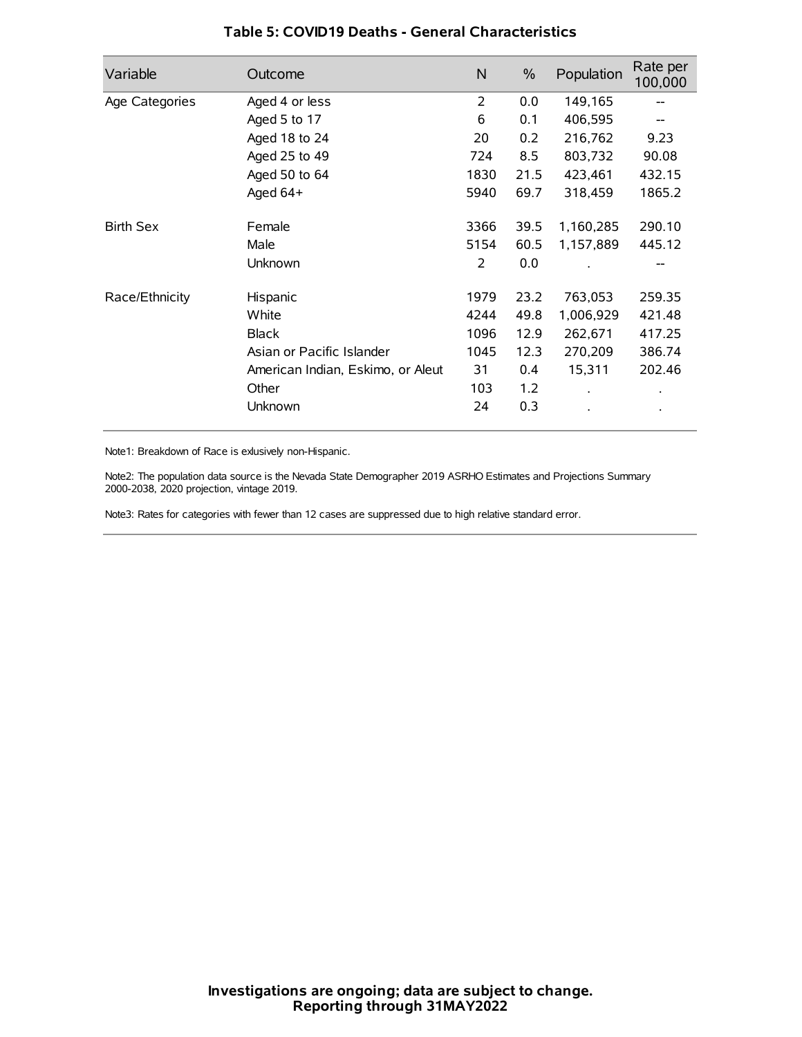# Table 5: COVID19 Deaths - General Characteristics

| Variable | Outcome | N | % | Population | Rate per 100,000 |
|---|---|---|---|---|---|
| Age Categories | Aged 4 or less | 2 | 0.0 | 149,165 | -- |
| | Aged 5 to 17 | 6 | 0.1 | 406,595 | -- |
| | Aged 18 to 24 | 20 | 0.2 | 216,762 | 9.23 |
| | Aged 25 to 49 | 724 | 8.5 | 803,732 | 90.08 |
| | Aged 50 to 64 | 1830 | 21.5 | 423,461 | 432.15 |
| | Aged 64+ | 5940 | 69.7 | 318,459 | 1865.2 |
| Birth Sex | Female | 3366 | 39.5 | 1,160,285 | 290.10 |
| | Male | 5154 | 60.5 | 1,157,889 | 445.12 |
| | Unknown | 2 | 0.0 | . | -- |
| Race/Ethnicity | Hispanic | 1979 | 23.2 | 763,053 | 259.35 |
| | White | 4244 | 49.8 | 1,006,929 | 421.48 |
| | Black | 1096 | 12.9 | 262,671 | 417.25 |
| | Asian or Pacific Islander | 1045 | 12.3 | 270,209 | 386.74 |
| | American Indian, Eskimo, or Aleut | 31 | 0.4 | 15,311 | 202.46 |
| | Other | 103 | 1.2 | . | . |
| | Unknown | 24 | 0.3 | . | . |

Note1: Breakdown of Race is exlusively non-Hispanic.

Note2: The population data source is the Nevada State Demographer 2019 ASRHO Estimates and Projections Summary 2000-2038, 2020 projection, vintage 2019.

Note3: Rates for categories with fewer than 12 cases are suppressed due to high relative standard error.

**Investigations are ongoing; data are subject to change.**
**Reporting through 31MAY2022**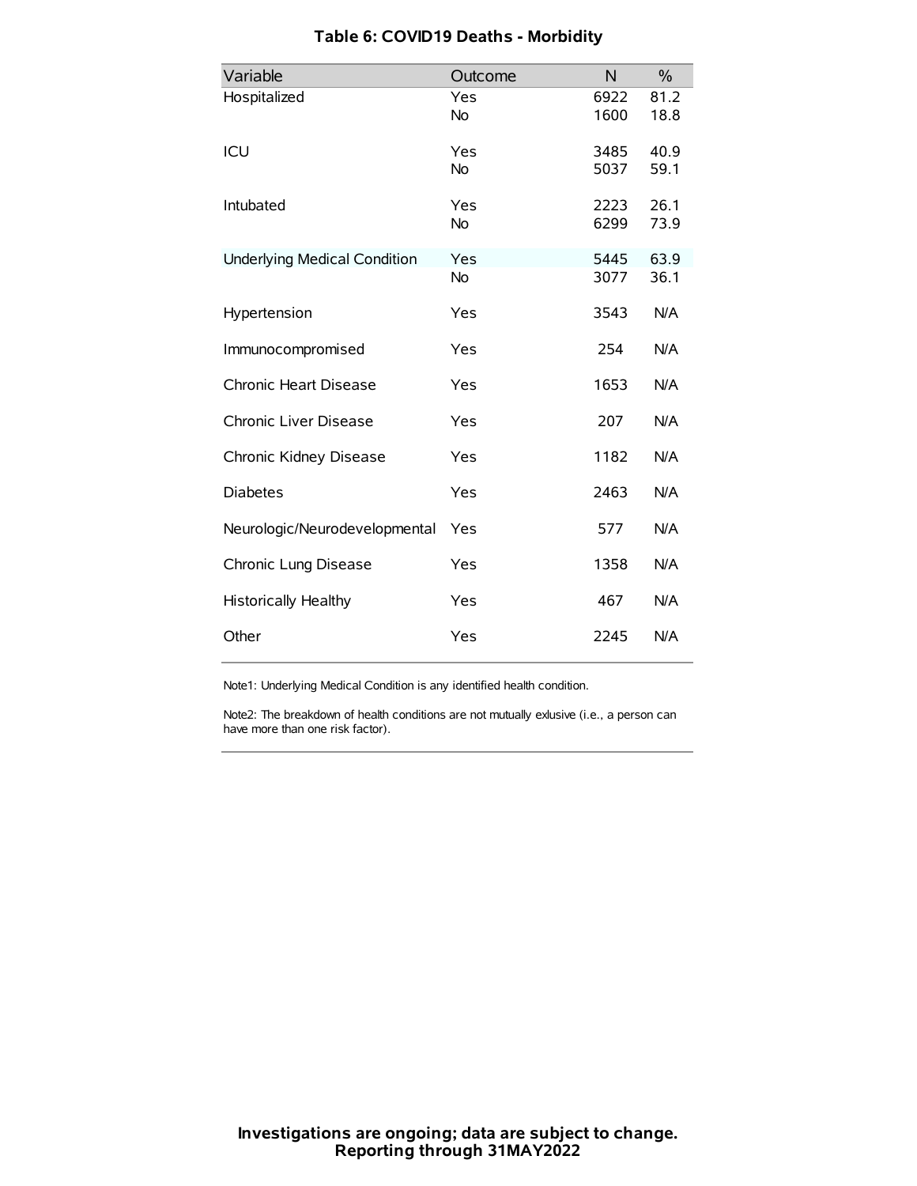## Table 6: COVID19 Deaths - Morbidity

| Variable | Outcome | N | % |
|---|---|---|---|
| Hospitalized | Yes | 6922 | 81.2 |
| | No | 1600 | 18.8 |
| ICU | Yes | 3485 | 40.9 |
| | No | 5037 | 59.1 |
| Intubated | Yes | 2223 | 26.1 |
| | No | 6299 | 73.9 |
| Underlying Medical Condition | Yes | 5445 | 63.9 |
| | No | 3077 | 36.1 |
| Hypertension | Yes | 3543 | N/A |
| Immunocompromised | Yes | 254 | N/A |
| Chronic Heart Disease | Yes | 1653 | N/A |
| Chronic Liver Disease | Yes | 207 | N/A |
| Chronic Kidney Disease | Yes | 1182 | N/A |
| Diabetes | Yes | 2463 | N/A |
| Neurologic/Neurodevelopmental | Yes | 577 | N/A |
| Chronic Lung Disease | Yes | 1358 | N/A |
| Historically Healthy | Yes | 467 | N/A |
| Other | Yes | 2245 | N/A |

Note1: Underlying Medical Condition is any identified health condition.

Note2: The breakdown of health conditions are not mutually exlusive (i.e., a person can have more than one risk factor).

**Investigations are ongoing; data are subject to change.**
**Reporting through 31MAY2022**